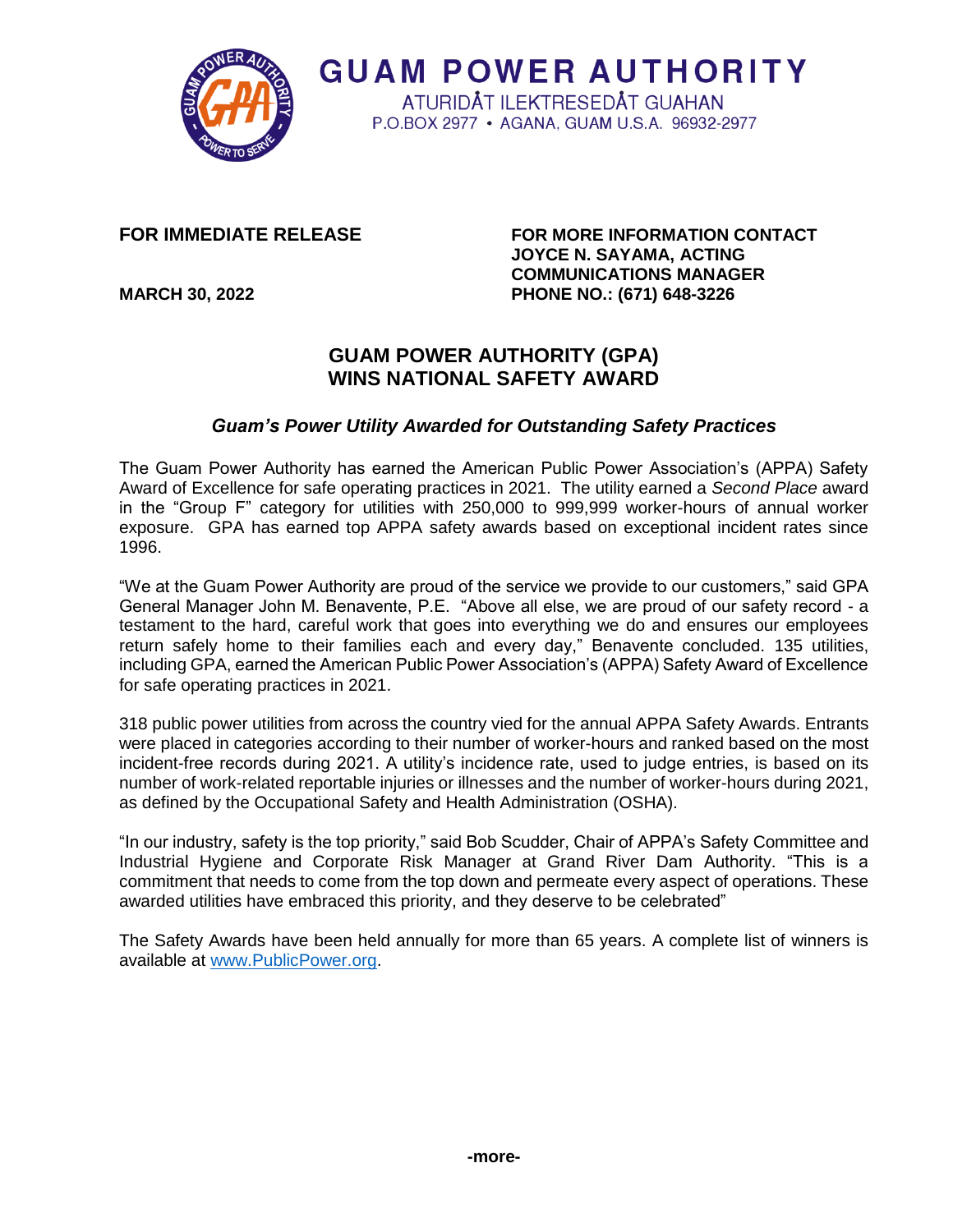# GUAM POWER AUTHORITY

ATURIDÅT ILEKTRESEDÅT GUAHAN
P.O.BOX 2977 • AGANA, GUAM U.S.A. 96932-2977

**FOR IMMEDIATE RELEASE**

**MARCH 30, 2022**

**FOR MORE INFORMATION CONTACT**
**JOYCE N. SAYAMA, ACTING**
**COMMUNICATIONS MANAGER**
**PHONE NO.: (671) 648-3226**

## GUAM POWER AUTHORITY (GPA) WINS NATIONAL SAFETY AWARD

***Guam's Power Utility Awarded for Outstanding Safety Practices***

The Guam Power Authority has earned the American Public Power Association's (APPA) Safety Award of Excellence for safe operating practices in 2021. The utility earned a *Second Place* award in the "Group F" category for utilities with 250,000 to 999,999 worker-hours of annual worker exposure. GPA has earned top APPA safety awards based on exceptional incident rates since 1996.

"We at the Guam Power Authority are proud of the service we provide to our customers," said GPA General Manager John M. Benavente, P.E. "Above all else, we are proud of our safety record - a testament to the hard, careful work that goes into everything we do and ensures our employees return safely home to their families each and every day," Benavente concluded. 135 utilities, including GPA, earned the American Public Power Association's (APPA) Safety Award of Excellence for safe operating practices in 2021.

318 public power utilities from across the country vied for the annual APPA Safety Awards. Entrants were placed in categories according to their number of worker-hours and ranked based on the most incident-free records during 2021. A utility's incidence rate, used to judge entries, is based on its number of work-related reportable injuries or illnesses and the number of worker-hours during 2021, as defined by the Occupational Safety and Health Administration (OSHA).

"In our industry, safety is the top priority," said Bob Scudder, Chair of APPA's Safety Committee and Industrial Hygiene and Corporate Risk Manager at Grand River Dam Authority. "This is a commitment that needs to come from the top down and permeate every aspect of operations. These awarded utilities have embraced this priority, and they deserve to be celebrated"

The Safety Awards have been held annually for more than 65 years. A complete list of winners is available at www.PublicPower.org.

**-more-**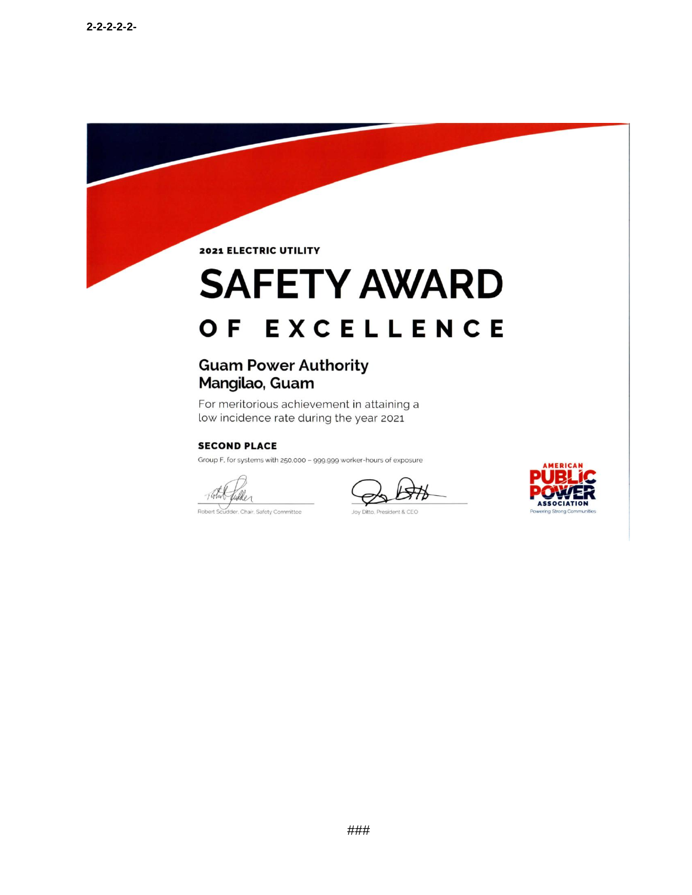2-2-2-2-2-

2021 ELECTRIC UTILITY

# SAFETY AWARD

## OF EXCELLENCE

**Guam Power Authority**
**Mangilao, Guam**

For meritorious achievement in attaining a low incidence rate during the year 2021

**SECOND PLACE**

Group F, for systems with 250,000 – 999,999 worker-hours of exposure

Robert Scudder, Chair, Safety Committee

Joy Ditto, President & CEO

AMERICAN PUBLIC POWER ASSOCIATION
Powering Strong Communities

###